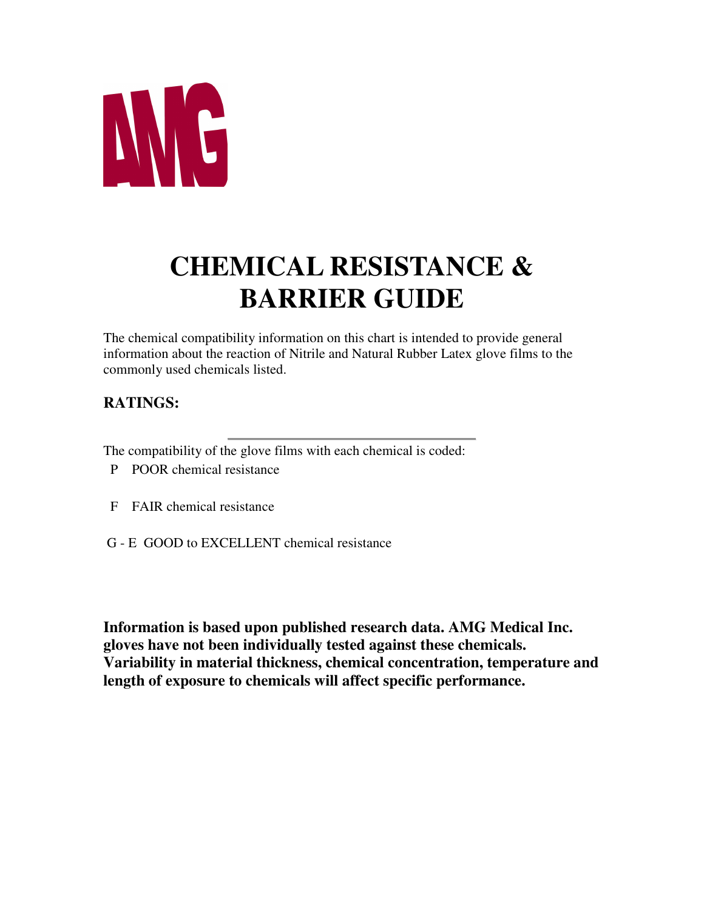AMG

# CHEMICAL RESISTANCE & BARRIER GUIDE

The chemical compatibility information on this chart is intended to provide general information about the reaction of Nitrile and Natural Rubber Latex glove films to the commonly used chemicals listed.

## RATINGS:

The compatibility of the glove films with each chemical is coded:

P POOR chemical resistance

F FAIR chemical resistance

G - E GOOD to EXCELLENT chemical resistance

**Information is based upon published research data. AMG Medical Inc. gloves have not been individually tested against these chemicals. Variability in material thickness, chemical concentration, temperature and length of exposure to chemicals will affect specific performance.**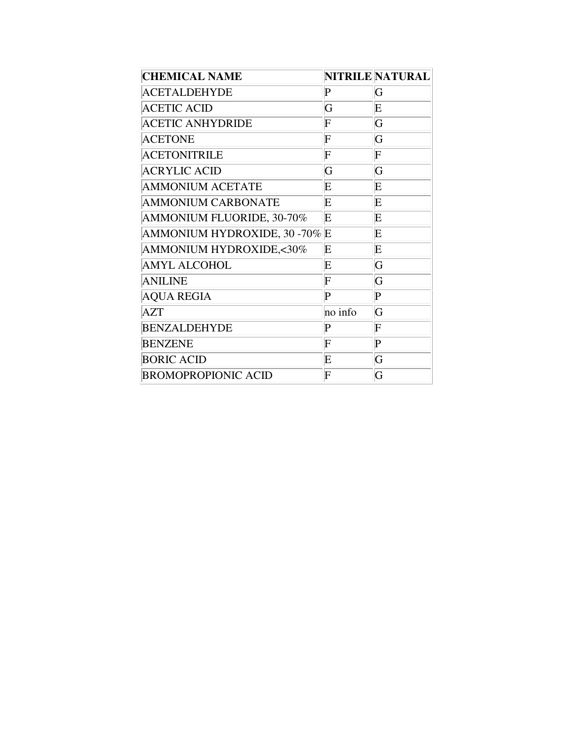| CHEMICAL NAME | NITRILE | NATURAL |
|---|---|---|
| ACETALDEHYDE | P | G |
| ACETIC ACID | G | E |
| ACETIC ANHYDRIDE | F | G |
| ACETONE | F | G |
| ACETONITRILE | F | F |
| ACRYLIC ACID | G | G |
| AMMONIUM ACETATE | E | E |
| AMMONIUM CARBONATE | E | E |
| AMMONIUM FLUORIDE, 30-70% | E | E |
| AMMONIUM HYDROXIDE, 30 -70% | E | E |
| AMMONIUM HYDROXIDE,<30% | E | E |
| AMYL ALCOHOL | E | G |
| ANILINE | F | G |
| AQUA REGIA | P | P |
| AZT | no info | G |
| BENZALDEHYDE | P | F |
| BENZENE | F | P |
| BORIC ACID | E | G |
| BROMOPROPIONIC ACID | F | G |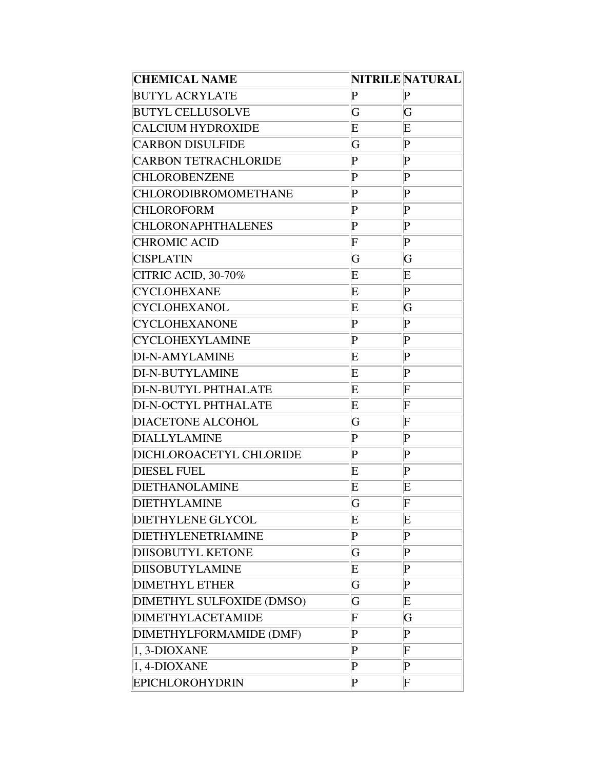| CHEMICAL NAME | NITRILE | NATURAL |
|---|---|---|
| BUTYL ACRYLATE | P | P |
| BUTYL CELLUSOLVE | G | G |
| CALCIUM HYDROXIDE | E | E |
| CARBON DISULFIDE | G | P |
| CARBON TETRACHLORIDE | P | P |
| CHLOROBENZENE | P | P |
| CHLORODIBROMOMETHANE | P | P |
| CHLOROFORM | P | P |
| CHLORONAPHTHALENES | P | P |
| CHROMIC ACID | F | P |
| CISPLATIN | G | G |
| CITRIC ACID, 30-70% | E | E |
| CYCLOHEXANE | E | P |
| CYCLOHEXANOL | E | G |
| CYCLOHEXANONE | P | P |
| CYCLOHEXYLAMINE | P | P |
| DI-N-AMYLAMINE | E | P |
| DI-N-BUTYLAMINE | E | P |
| DI-N-BUTYL PHTHALATE | E | F |
| DI-N-OCTYL PHTHALATE | E | F |
| DIACETONE ALCOHOL | G | F |
| DIALLYLAMINE | P | P |
| DICHLOROACETYL CHLORIDE | P | P |
| DIESEL FUEL | E | P |
| DIETHANOLAMINE | E | E |
| DIETHYLAMINE | G | F |
| DIETHYLENE GLYCOL | E | E |
| DIETHYLENETRIAMINE | P | P |
| DIISOBUTYL KETONE | G | P |
| DIISOBUTYLAMINE | E | P |
| DIMETHYL ETHER | G | P |
| DIMETHYL SULFOXIDE (DMSO) | G | E |
| DIMETHYLACETAMIDE | F | G |
| DIMETHYLFORMAMIDE (DMF) | P | P |
| 1, 3-DIOXANE | P | F |
| 1, 4-DIOXANE | P | P |
| EPICHLOROHYDRIN | P | F |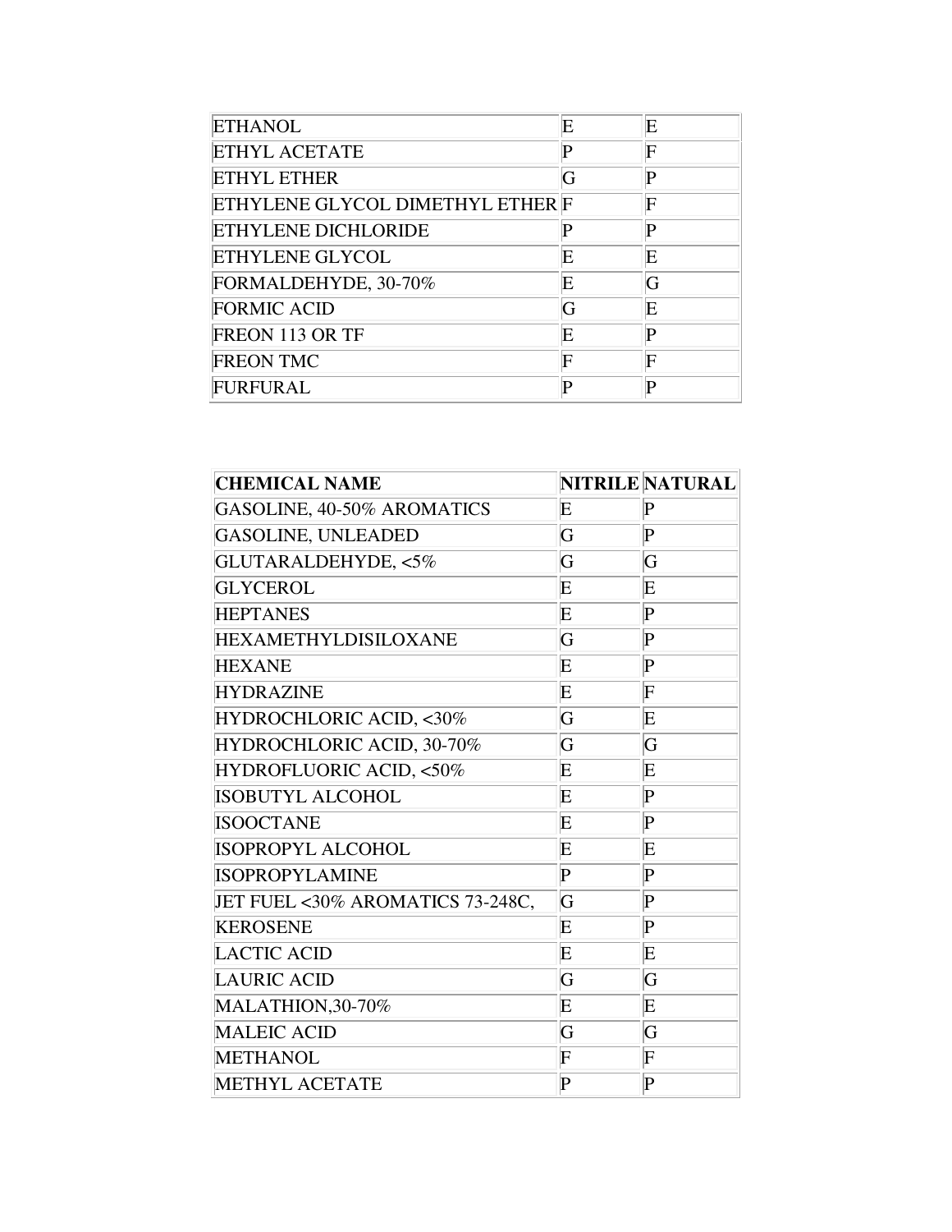| | | |
|---|---|---|
| ETHANOL | E | E |
| ETHYL ACETATE | P | F |
| ETHYL ETHER | G | P |
| ETHYLENE GLYCOL DIMETHYL ETHER | F | F |
| ETHYLENE DICHLORIDE | P | P |
| ETHYLENE GLYCOL | E | E |
| FORMALDEHYDE, 30-70% | E | G |
| FORMIC ACID | G | E |
| FREON 113 OR TF | E | P |
| FREON TMC | F | F |
| FURFURAL | P | P |

| CHEMICAL NAME | NITRILE | NATURAL |
|---|---|---|
| GASOLINE, 40-50% AROMATICS | E | P |
| GASOLINE, UNLEADED | G | P |
| GLUTARALDEHYDE, <5% | G | G |
| GLYCEROL | E | E |
| HEPTANES | E | P |
| HEXAMETHYLDISILOXANE | G | P |
| HEXANE | E | P |
| HYDRAZINE | E | F |
| HYDROCHLORIC ACID, <30% | G | E |
| HYDROCHLORIC ACID, 30-70% | G | G |
| HYDROFLUORIC ACID, <50% | E | E |
| ISOBUTYL ALCOHOL | E | P |
| ISOOCTANE | E | P |
| ISOPROPYL ALCOHOL | E | E |
| ISOPROPYLAMINE | P | P |
| JET FUEL <30% AROMATICS 73-248C, | G | P |
| KEROSENE | E | P |
| LACTIC ACID | E | E |
| LAURIC ACID | G | G |
| MALATHION,30-70% | E | E |
| MALEIC ACID | G | G |
| METHANOL | F | F |
| METHYL ACETATE | P | P |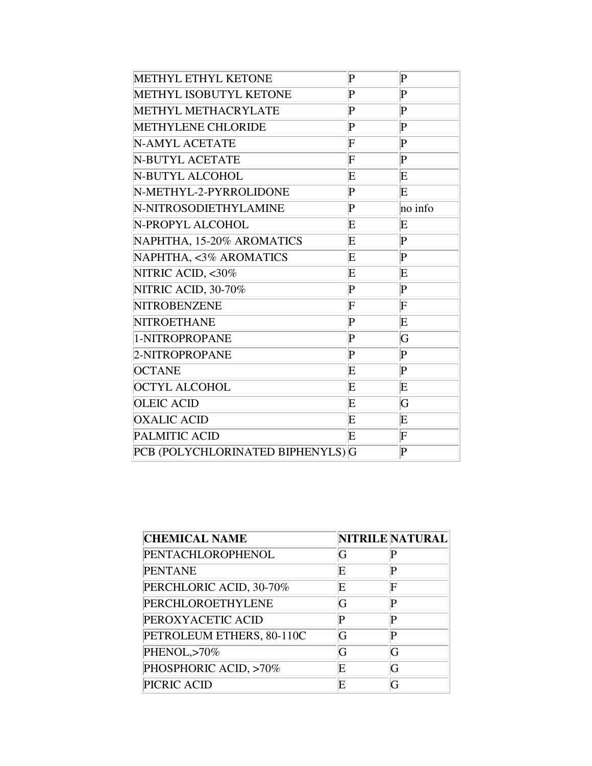| | | |
|---|---|---|
| METHYL ETHYL KETONE | P | P |
| METHYL ISOBUTYL KETONE | P | P |
| METHYL METHACRYLATE | P | P |
| METHYLENE CHLORIDE | P | P |
| N-AMYL ACETATE | F | P |
| N-BUTYL ACETATE | F | P |
| N-BUTYL ALCOHOL | E | E |
| N-METHYL-2-PYRROLIDONE | P | E |
| N-NITROSODIETHYLAMINE | P | no info |
| N-PROPYL ALCOHOL | E | E |
| NAPHTHA, 15-20% AROMATICS | E | P |
| NAPHTHA, <3% AROMATICS | E | P |
| NITRIC ACID, <30% | E | E |
| NITRIC ACID, 30-70% | P | P |
| NITROBENZENE | F | F |
| NITROETHANE | P | E |
| 1-NITROPROPANE | P | G |
| 2-NITROPROPANE | P | P |
| OCTANE | E | P |
| OCTYL ALCOHOL | E | E |
| OLEIC ACID | E | G |
| OXALIC ACID | E | E |
| PALMITIC ACID | E | F |
| PCB (POLYCHLORINATED BIPHENYLS) | G | P |

| CHEMICAL NAME | NITRILE | NATURAL |
|---|---|---|
| PENTACHLOROPHENOL | G | P |
| PENTANE | E | P |
| PERCHLORIC ACID, 30-70% | E | F |
| PERCHLOROETHYLENE | G | P |
| PEROXYACETIC ACID | P | P |
| PETROLEUM ETHERS, 80-110C | G | P |
| PHENOL,>70% | G | G |
| PHOSPHORIC ACID, >70% | E | G |
| PICRIC ACID | E | G |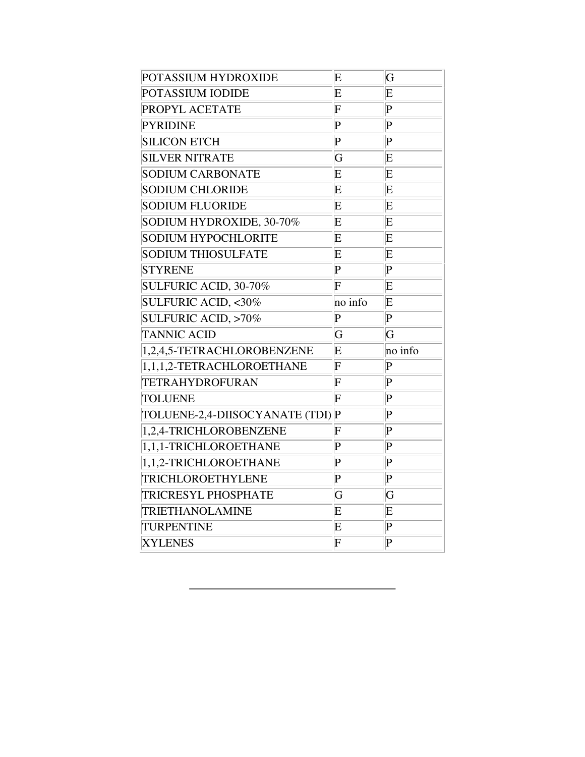| POTASSIUM HYDROXIDE | E | G |
|---|---|---|
| POTASSIUM IODIDE | E | E |
| PROPYL ACETATE | F | P |
| PYRIDINE | P | P |
| SILICON ETCH | P | P |
| SILVER NITRATE | G | E |
| SODIUM CARBONATE | E | E |
| SODIUM CHLORIDE | E | E |
| SODIUM FLUORIDE | E | E |
| SODIUM HYDROXIDE, 30-70% | E | E |
| SODIUM HYPOCHLORITE | E | E |
| SODIUM THIOSULFATE | E | E |
| STYRENE | P | P |
| SULFURIC ACID, 30-70% | F | E |
| SULFURIC ACID, <30% | no info | E |
| SULFURIC ACID, >70% | P | P |
| TANNIC ACID | G | G |
| 1,2,4,5-TETRACHLOROBENZENE | E | no info |
| 1,1,1,2-TETRACHLOROETHANE | F | P |
| TETRAHYDROFURAN | F | P |
| TOLUENE | F | P |
| TOLUENE-2,4-DIISOCYANATE (TDI) | P | P |
| 1,2,4-TRICHLOROBENZENE | F | P |
| 1,1,1-TRICHLOROETHANE | P | P |
| 1,1,2-TRICHLOROETHANE | P | P |
| TRICHLOROETHYLENE | P | P |
| TRICRESYL PHOSPHATE | G | G |
| TRIETHANOLAMINE | E | E |
| TURPENTINE | E | P |
| XYLENES | F | P |

---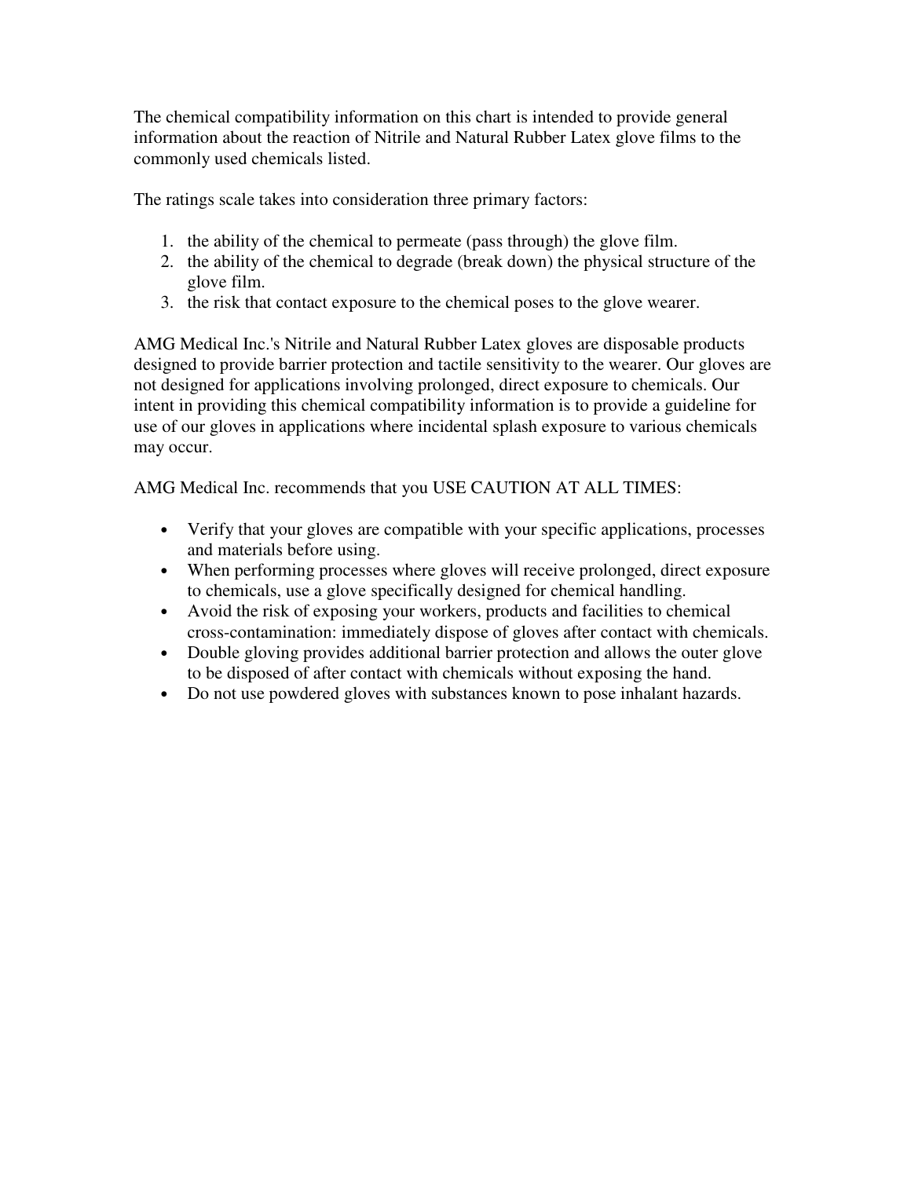The chemical compatibility information on this chart is intended to provide general information about the reaction of Nitrile and Natural Rubber Latex glove films to the commonly used chemicals listed.

The ratings scale takes into consideration three primary factors:

1. the ability of the chemical to permeate (pass through) the glove film.
2. the ability of the chemical to degrade (break down) the physical structure of the glove film.
3. the risk that contact exposure to the chemical poses to the glove wearer.

AMG Medical Inc.'s Nitrile and Natural Rubber Latex gloves are disposable products designed to provide barrier protection and tactile sensitivity to the wearer. Our gloves are not designed for applications involving prolonged, direct exposure to chemicals. Our intent in providing this chemical compatibility information is to provide a guideline for use of our gloves in applications where incidental splash exposure to various chemicals may occur.

AMG Medical Inc. recommends that you USE CAUTION AT ALL TIMES:

- Verify that your gloves are compatible with your specific applications, processes and materials before using.
- When performing processes where gloves will receive prolonged, direct exposure to chemicals, use a glove specifically designed for chemical handling.
- Avoid the risk of exposing your workers, products and facilities to chemical cross-contamination: immediately dispose of gloves after contact with chemicals.
- Double gloving provides additional barrier protection and allows the outer glove to be disposed of after contact with chemicals without exposing the hand.
- Do not use powdered gloves with substances known to pose inhalant hazards.